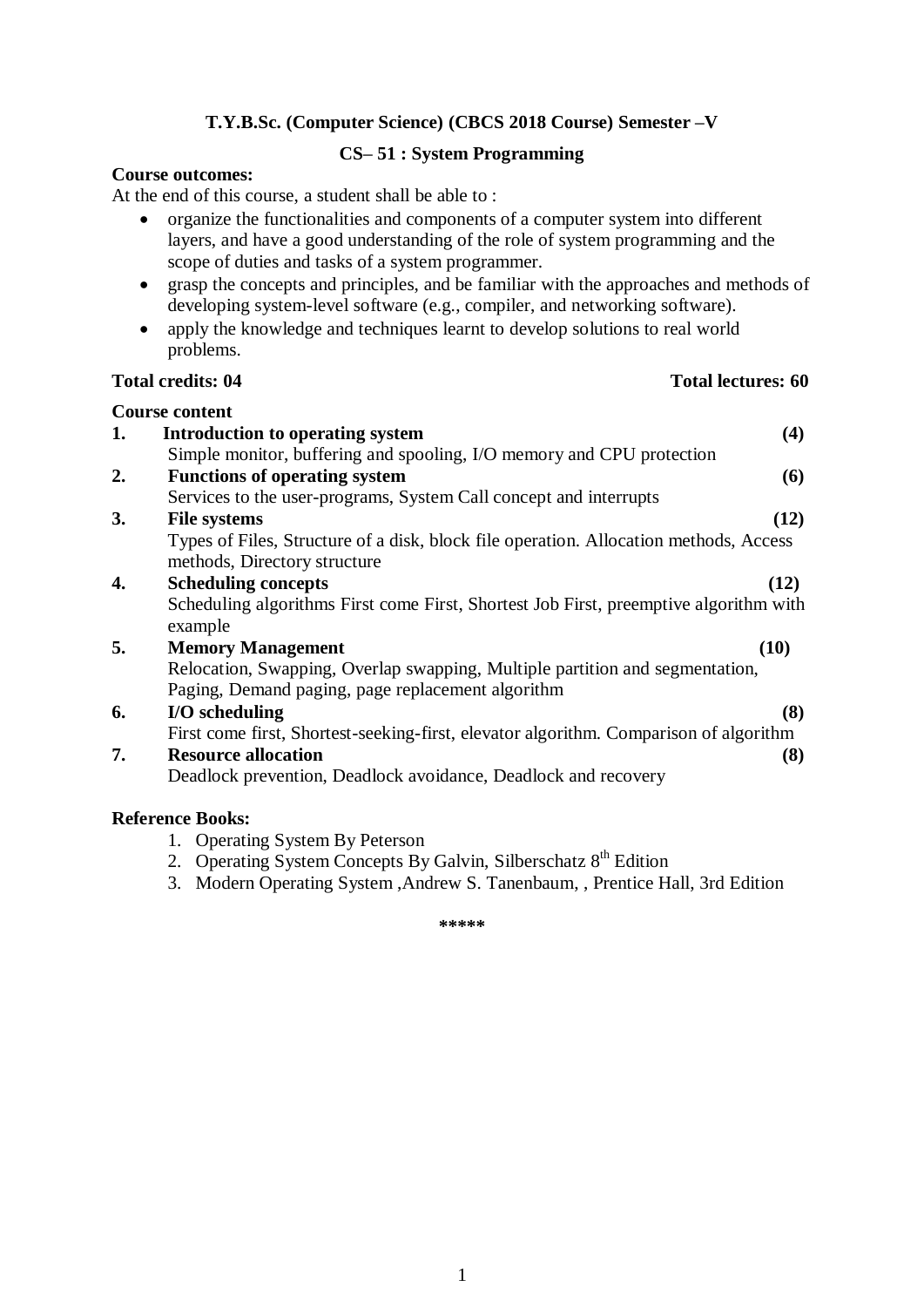## T.Y.B.Sc. (Computer Science) (CBCS 2018 Course) Semester –V

## CS– 51 : System Programming

**Course outcomes:**

At the end of this course, a student shall be able to :

- organize the functionalities and components of a computer system into different layers, and have a good understanding of the role of system programming and the scope of duties and tasks of a system programmer.
- grasp the concepts and principles, and be familiar with the approaches and methods of developing system-level software (e.g., compiler, and networking software).
- apply the knowledge and techniques learnt to develop solutions to real world problems.

**Total credits: 04** **Total lectures: 60**

**Course content**

1. **Introduction to operating system** **(4)**
   Simple monitor, buffering and spooling, I/O memory and CPU protection
2. **Functions of operating system** **(6)**
   Services to the user-programs, System Call concept and interrupts
3. **File systems** **(12)**
   Types of Files, Structure of a disk, block file operation. Allocation methods, Access methods, Directory structure
4. **Scheduling concepts** **(12)**
   Scheduling algorithms First come First, Shortest Job First, preemptive algorithm with example
5. **Memory Management** **(10)**
   Relocation, Swapping, Overlap swapping, Multiple partition and segmentation, Paging, Demand paging, page replacement algorithm
6. **I/O scheduling** **(8)**
   First come first, Shortest-seeking-first, elevator algorithm. Comparison of algorithm
7. **Resource allocation** **(8)**
   Deadlock prevention, Deadlock avoidance, Deadlock and recovery

**Reference Books:**

1. Operating System By Peterson
2. Operating System Concepts By Galvin, Silberschatz 8th Edition
3. Modern Operating System ,Andrew S. Tanenbaum, , Prentice Hall, 3rd Edition

*****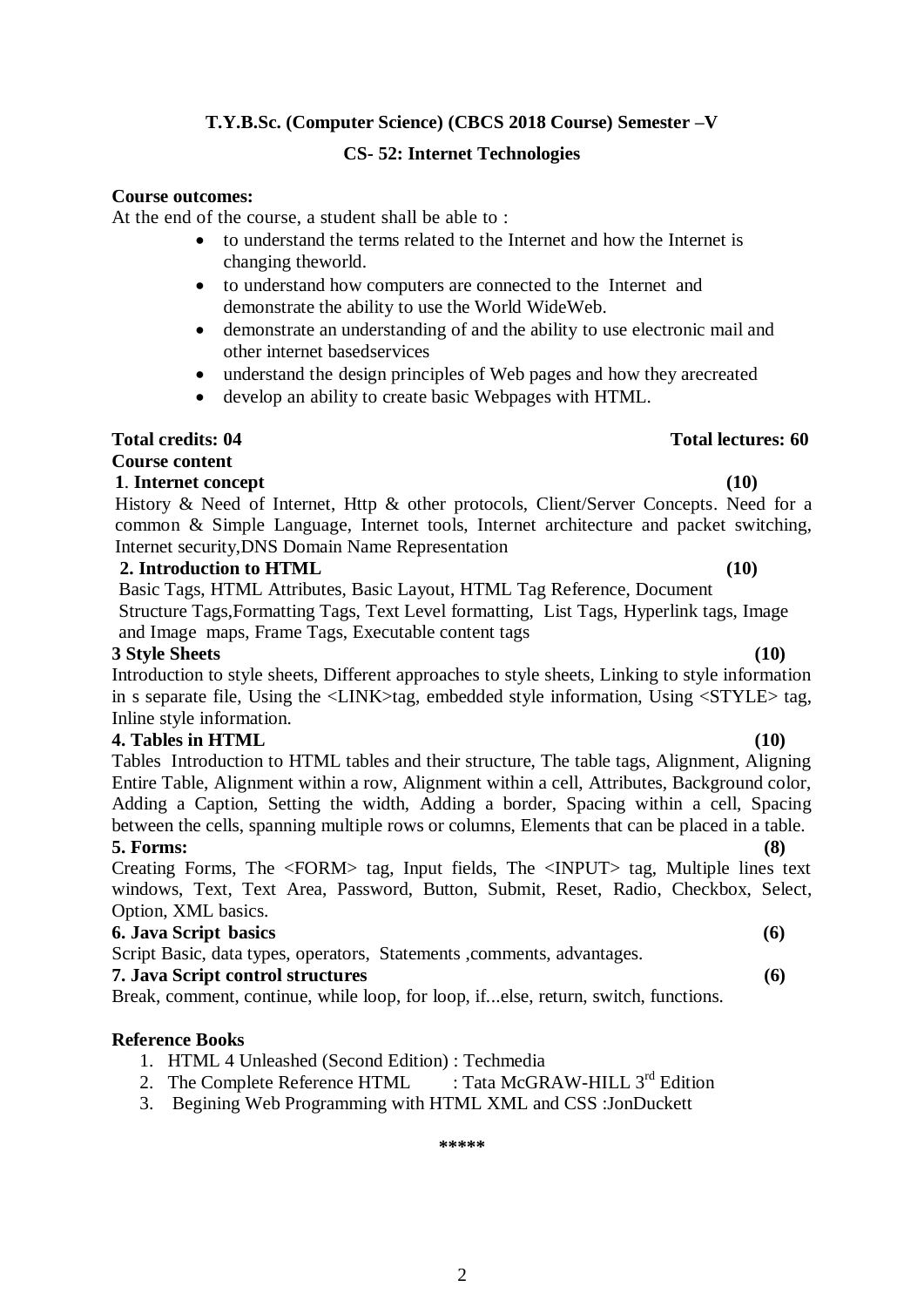**T.Y.B.Sc. (Computer Science) (CBCS 2018 Course) Semester –V**

**CS- 52: Internet Technologies**

**Course outcomes:**

At the end of the course, a student shall be able to :

- to understand the terms related to the Internet and how the Internet is changing theworld.
- to understand how computers are connected to the Internet and demonstrate the ability to use the World WideWeb.
- demonstrate an understanding of and the ability to use electronic mail and other internet basedservices
- understand the design principles of Web pages and how they arecreated
- develop an ability to create basic Webpages with HTML.

**Total credits: 04** **Total lectures: 60**

**Course content**

**1. Internet concept (10)**

History & Need of Internet, Http & other protocols, Client/Server Concepts. Need for a common & Simple Language, Internet tools, Internet architecture and packet switching, Internet security,DNS Domain Name Representation

**2. Introduction to HTML (10)**

Basic Tags, HTML Attributes, Basic Layout, HTML Tag Reference, Document Structure Tags,Formatting Tags, Text Level formatting, List Tags, Hyperlink tags, Image and Image maps, Frame Tags, Executable content tags

**3 Style Sheets (10)**

Introduction to style sheets, Different approaches to style sheets, Linking to style information in s separate file, Using the <LINK>tag, embedded style information, Using <STYLE> tag, Inline style information.

**4. Tables in HTML (10)**

Tables Introduction to HTML tables and their structure, The table tags, Alignment, Aligning Entire Table, Alignment within a row, Alignment within a cell, Attributes, Background color, Adding a Caption, Setting the width, Adding a border, Spacing within a cell, Spacing between the cells, spanning multiple rows or columns, Elements that can be placed in a table.

**5. Forms: (8)**

Creating Forms, The <FORM> tag, Input fields, The <INPUT> tag, Multiple lines text windows, Text, Text Area, Password, Button, Submit, Reset, Radio, Checkbox, Select, Option, XML basics.

**6. Java Script basics (6)**

Script Basic, data types, operators, Statements ,comments, advantages.

**7. Java Script control structures (6)**

Break, comment, continue, while loop, for loop, if...else, return, switch, functions.

**Reference Books**

1. HTML 4 Unleashed (Second Edition) : Techmedia
2. The Complete Reference HTML : Tata McGRAW-HILL 3rd Edition
3. Begining Web Programming with HTML XML and CSS :JonDuckett

\*\*\*\*\*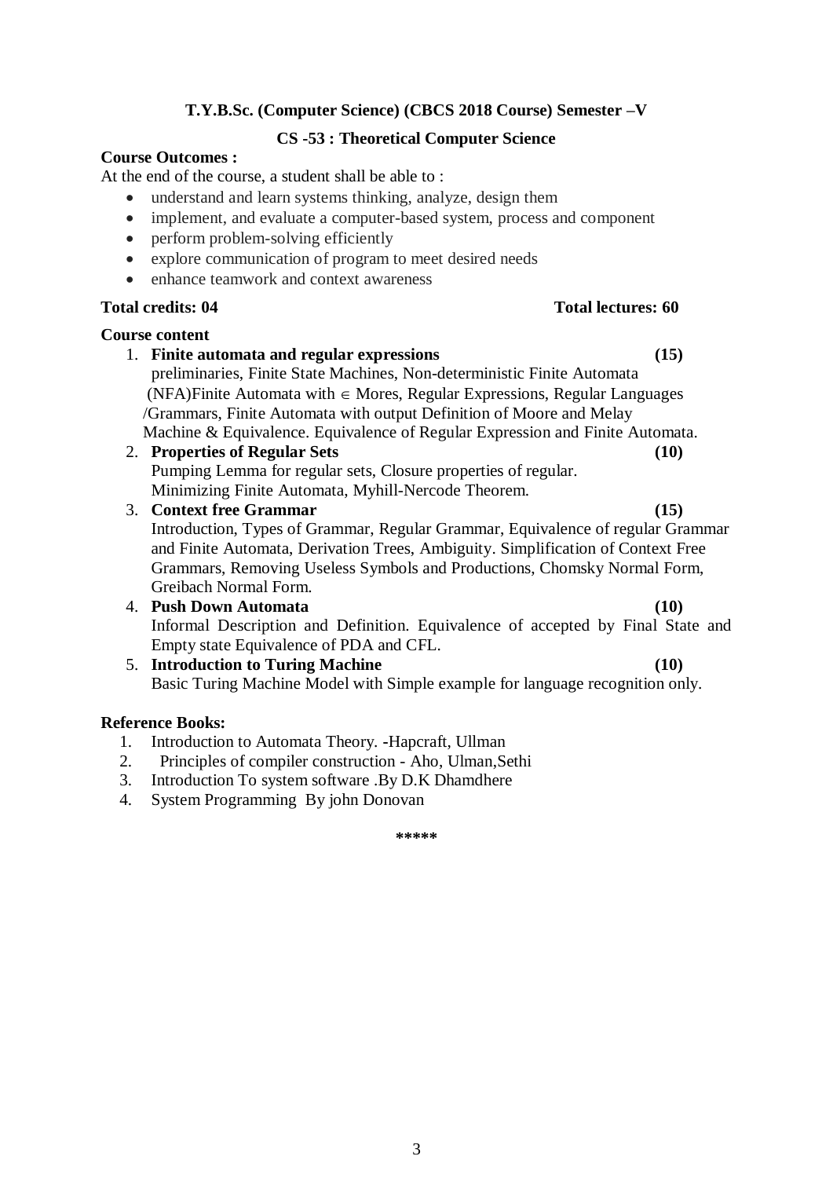**T.Y.B.Sc. (Computer Science) (CBCS 2018 Course) Semester –V**

**CS -53 : Theoretical Computer Science**

**Course Outcomes :**

At the end of the course, a student shall be able to :

- understand and learn systems thinking, analyze, design them
- implement, and evaluate a computer-based system, process and component
- perform problem-solving efficiently
- explore communication of program to meet desired needs
- enhance teamwork and context awareness

**Total credits: 04** **Total lectures: 60**

**Course content**

1. **Finite automata and regular expressions** **(15)**
   preliminaries, Finite State Machines, Non-deterministic Finite Automata (NFA)Finite Automata with $\in$ Mores, Regular Expressions, Regular Languages /Grammars, Finite Automata with output Definition of Moore and Melay Machine & Equivalence. Equivalence of Regular Expression and Finite Automata.
2. **Properties of Regular Sets** **(10)**
   Pumping Lemma for regular sets, Closure properties of regular. Minimizing Finite Automata, Myhill-Nercode Theorem.
3. **Context free Grammar** **(15)**
   Introduction, Types of Grammar, Regular Grammar, Equivalence of regular Grammar and Finite Automata, Derivation Trees, Ambiguity. Simplification of Context Free Grammars, Removing Useless Symbols and Productions, Chomsky Normal Form, Greibach Normal Form.
4. **Push Down Automata** **(10)**
   Informal Description and Definition. Equivalence of accepted by Final State and Empty state Equivalence of PDA and CFL.
5. **Introduction to Turing Machine** **(10)**
   Basic Turing Machine Model with Simple example for language recognition only.

**Reference Books:**

1. Introduction to Automata Theory. -Hapcraft, Ullman
2. Principles of compiler construction - Aho, Ulman,Sethi
3. Introduction To system software .By D.K Dhamdhere
4. System Programming By john Donovan

*****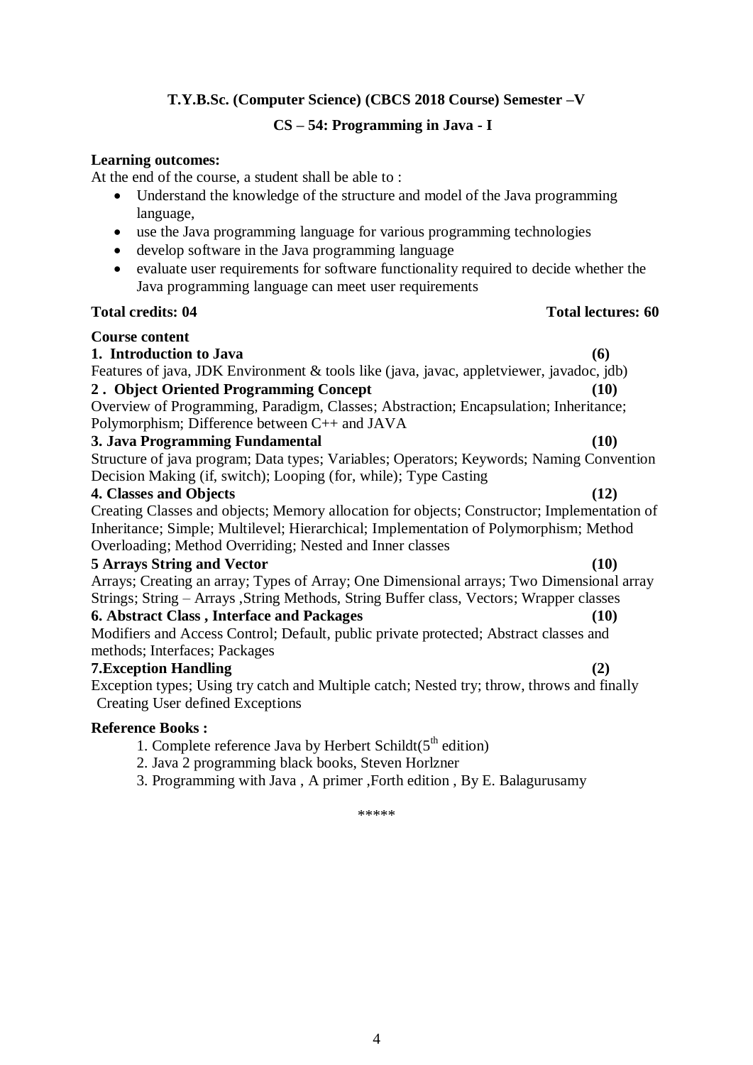## T.Y.B.Sc. (Computer Science) (CBCS 2018 Course) Semester –V

## CS – 54: Programming in Java - I

**Learning outcomes:**

At the end of the course, a student shall be able to :

- Understand the knowledge of the structure and model of the Java programming language,
- use the Java programming language for various programming technologies
- develop software in the Java programming language
- evaluate user requirements for software functionality required to decide whether the Java programming language can meet user requirements

**Total credits: 04** **Total lectures: 60**

**Course content**

**1. Introduction to Java (6)**

Features of java, JDK Environment & tools like (java, javac, appletviewer, javadoc, jdb)

**2 . Object Oriented Programming Concept (10)**

Overview of Programming, Paradigm, Classes; Abstraction; Encapsulation; Inheritance; Polymorphism; Difference between C++ and JAVA

**3. Java Programming Fundamental (10)**

Structure of java program; Data types; Variables; Operators; Keywords; Naming Convention Decision Making (if, switch); Looping (for, while); Type Casting

**4. Classes and Objects (12)**

Creating Classes and objects; Memory allocation for objects; Constructor; Implementation of Inheritance; Simple; Multilevel; Hierarchical; Implementation of Polymorphism; Method Overloading; Method Overriding; Nested and Inner classes

**5 Arrays String and Vector (10)**

Arrays; Creating an array; Types of Array; One Dimensional arrays; Two Dimensional array Strings; String – Arrays ,String Methods, String Buffer class, Vectors; Wrapper classes

**6. Abstract Class , Interface and Packages (10)**

Modifiers and Access Control; Default, public private protected; Abstract classes and methods; Interfaces; Packages

**7.Exception Handling (2)**

Exception types; Using try catch and Multiple catch; Nested try; throw, throws and finally Creating User defined Exceptions

**Reference Books :**

1. Complete reference Java by Herbert Schildt(5th edition)
2. Java 2 programming black books, Steven Horlzner
3. Programming with Java , A primer ,Forth edition , By E. Balagurusamy

*****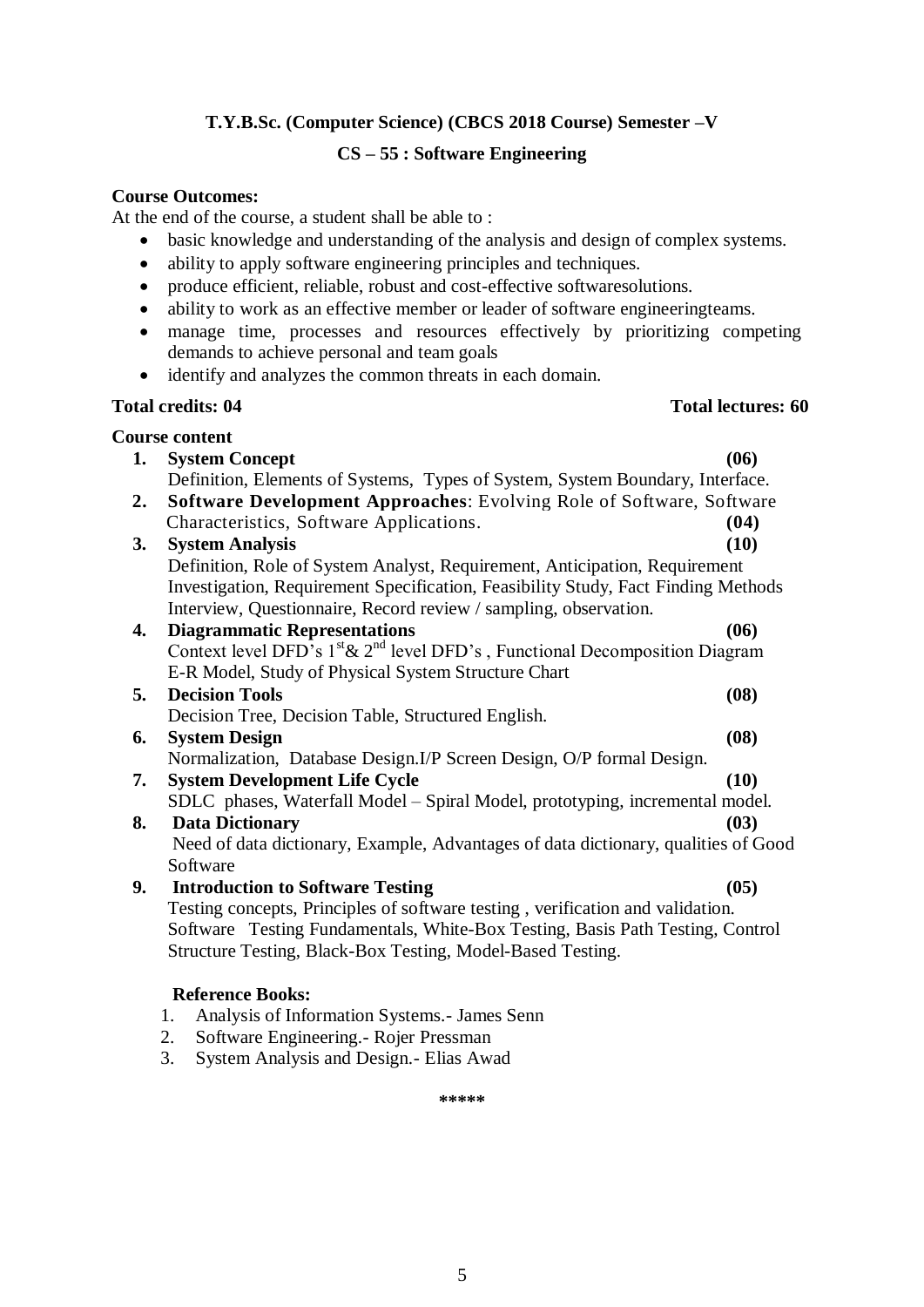**T.Y.B.Sc. (Computer Science) (CBCS 2018 Course) Semester –V**

**CS – 55 : Software Engineering**

**Course Outcomes:**

At the end of the course, a student shall be able to :

- basic knowledge and understanding of the analysis and design of complex systems.
- ability to apply software engineering principles and techniques.
- produce efficient, reliable, robust and cost-effective softwaresolutions.
- ability to work as an effective member or leader of software engineeringteams.
- manage time, processes and resources effectively by prioritizing competing demands to achieve personal and team goals
- identify and analyzes the common threats in each domain.

**Total credits: 04** **Total lectures: 60**

**Course content**

1. **System Concept** **(06)**
   Definition, Elements of Systems, Types of System, System Boundary, Interface.
2. **Software Development Approaches**: Evolving Role of Software, Software Characteristics, Software Applications. **(04)**
3. **System Analysis** **(10)**
   Definition, Role of System Analyst, Requirement, Anticipation, Requirement Investigation, Requirement Specification, Feasibility Study, Fact Finding Methods Interview, Questionnaire, Record review / sampling, observation.
4. **Diagrammatic Representations** **(06)**
   Context level DFD's 1st & 2nd level DFD's , Functional Decomposition Diagram E-R Model, Study of Physical System Structure Chart
5. **Decision Tools** **(08)**
   Decision Tree, Decision Table, Structured English.
6. **System Design** **(08)**
   Normalization, Database Design.I/P Screen Design, O/P formal Design.
7. **System Development Life Cycle** **(10)**
   SDLC phases, Waterfall Model – Spiral Model, prototyping, incremental model.
8. **Data Dictionary** **(03)**
   Need of data dictionary, Example, Advantages of data dictionary, qualities of Good Software
9. **Introduction to Software Testing** **(05)**
   Testing concepts, Principles of software testing , verification and validation. Software Testing Fundamentals, White-Box Testing, Basis Path Testing, Control Structure Testing, Black-Box Testing, Model-Based Testing.

**Reference Books:**

1. Analysis of Information Systems.- James Senn
2. Software Engineering.- Rojer Pressman
3. System Analysis and Design.- Elias Awad

*****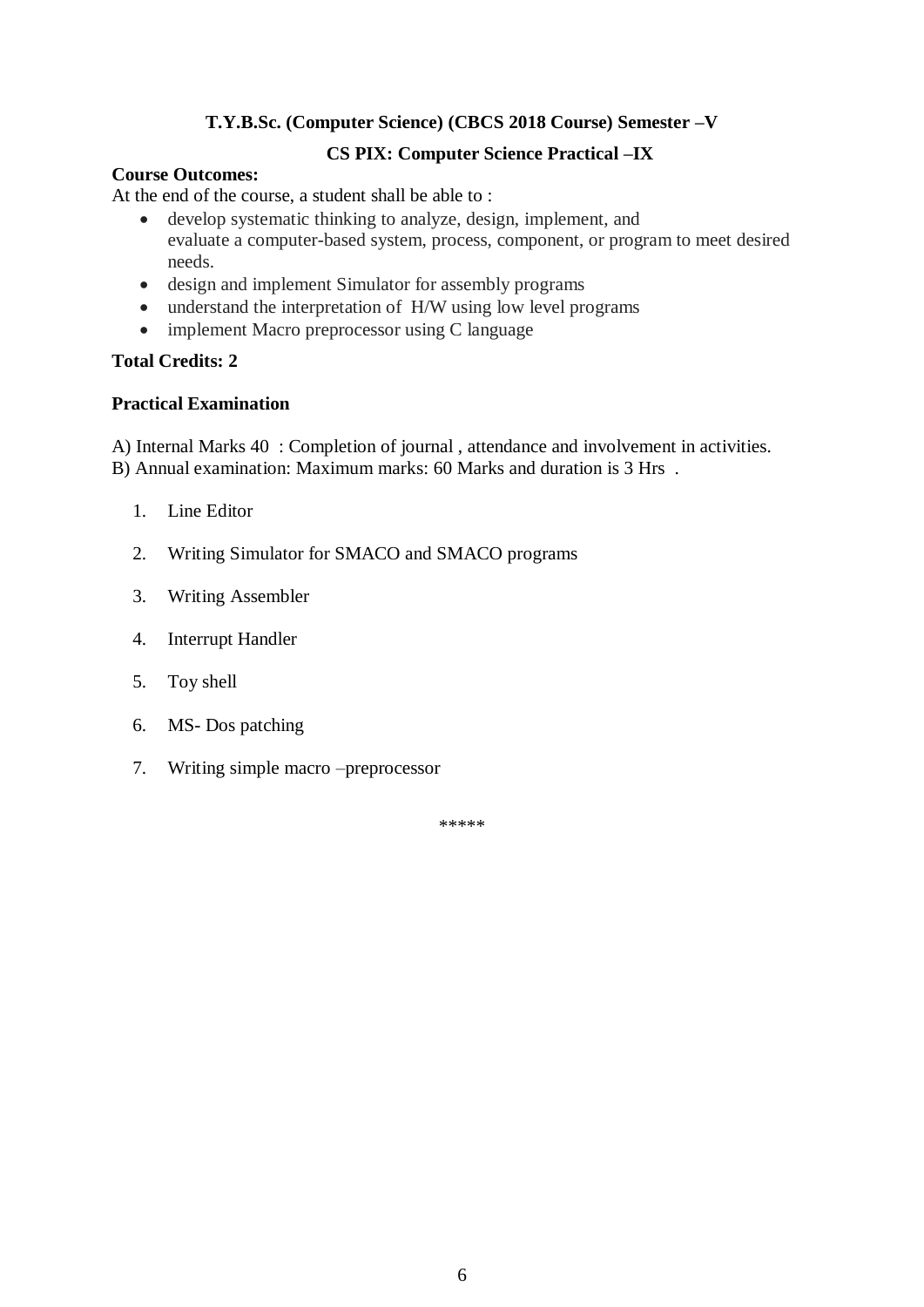**T.Y.B.Sc. (Computer Science) (CBCS 2018 Course) Semester –V**

**CS PIX: Computer Science Practical –IX**

**Course Outcomes:**

At the end of the course, a student shall be able to :

- develop systematic thinking to analyze, design, implement, and evaluate a computer-based system, process, component, or program to meet desired needs.
- design and implement Simulator for assembly programs
- understand the interpretation of H/W using low level programs
- implement Macro preprocessor using C language

**Total Credits: 2**

**Practical Examination**

A) Internal Marks 40 : Completion of journal , attendance and involvement in activities.
B) Annual examination: Maximum marks: 60 Marks and duration is 3 Hrs .

1. Line Editor
2. Writing Simulator for SMACO and SMACO programs
3. Writing Assembler
4. Interrupt Handler
5. Toy shell
6. MS- Dos patching
7. Writing simple macro –preprocessor

*****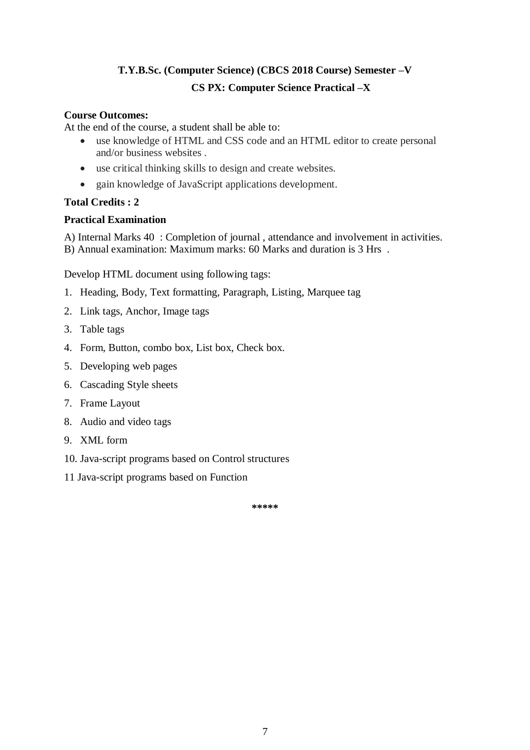## T.Y.B.Sc. (Computer Science) (CBCS 2018 Course) Semester –V

### CS PX: Computer Science Practical –X

**Course Outcomes:**

At the end of the course, a student shall be able to:

- use knowledge of HTML and CSS code and an HTML editor to create personal and/or business websites .
- use critical thinking skills to design and create websites.
- gain knowledge of JavaScript applications development.

**Total Credits : 2**

**Practical Examination**

A) Internal Marks 40 : Completion of journal , attendance and involvement in activities.
B) Annual examination: Maximum marks: 60 Marks and duration is 3 Hrs .

Develop HTML document using following tags:

1. Heading, Body, Text formatting, Paragraph, Listing, Marquee tag
2. Link tags, Anchor, Image tags
3. Table tags
4. Form, Button, combo box, List box, Check box.
5. Developing web pages
6. Cascading Style sheets
7. Frame Layout
8. Audio and video tags
9. XML form
10. Java-script programs based on Control structures

11 Java-script programs based on Function

\*\*\*\*\*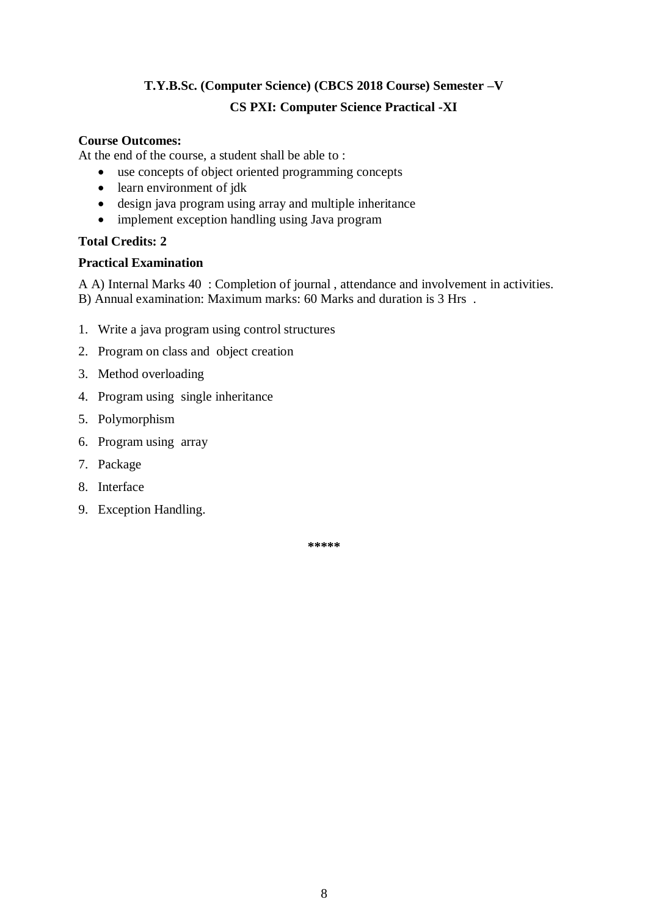**T.Y.B.Sc. (Computer Science) (CBCS 2018 Course) Semester –V**

**CS PXI: Computer Science Practical -XI**

**Course Outcomes:**

At the end of the course, a student shall be able to :

- use concepts of object oriented programming concepts
- learn environment of jdk
- design java program using array and multiple inheritance
- implement exception handling using Java program

**Total Credits: 2**

**Practical Examination**

A A) Internal Marks 40 : Completion of journal , attendance and involvement in activities.
B) Annual examination: Maximum marks: 60 Marks and duration is 3 Hrs .

1. Write a java program using control structures
2. Program on class and object creation
3. Method overloading
4. Program using single inheritance
5. Polymorphism
6. Program using array
7. Package
8. Interface
9. Exception Handling.

*****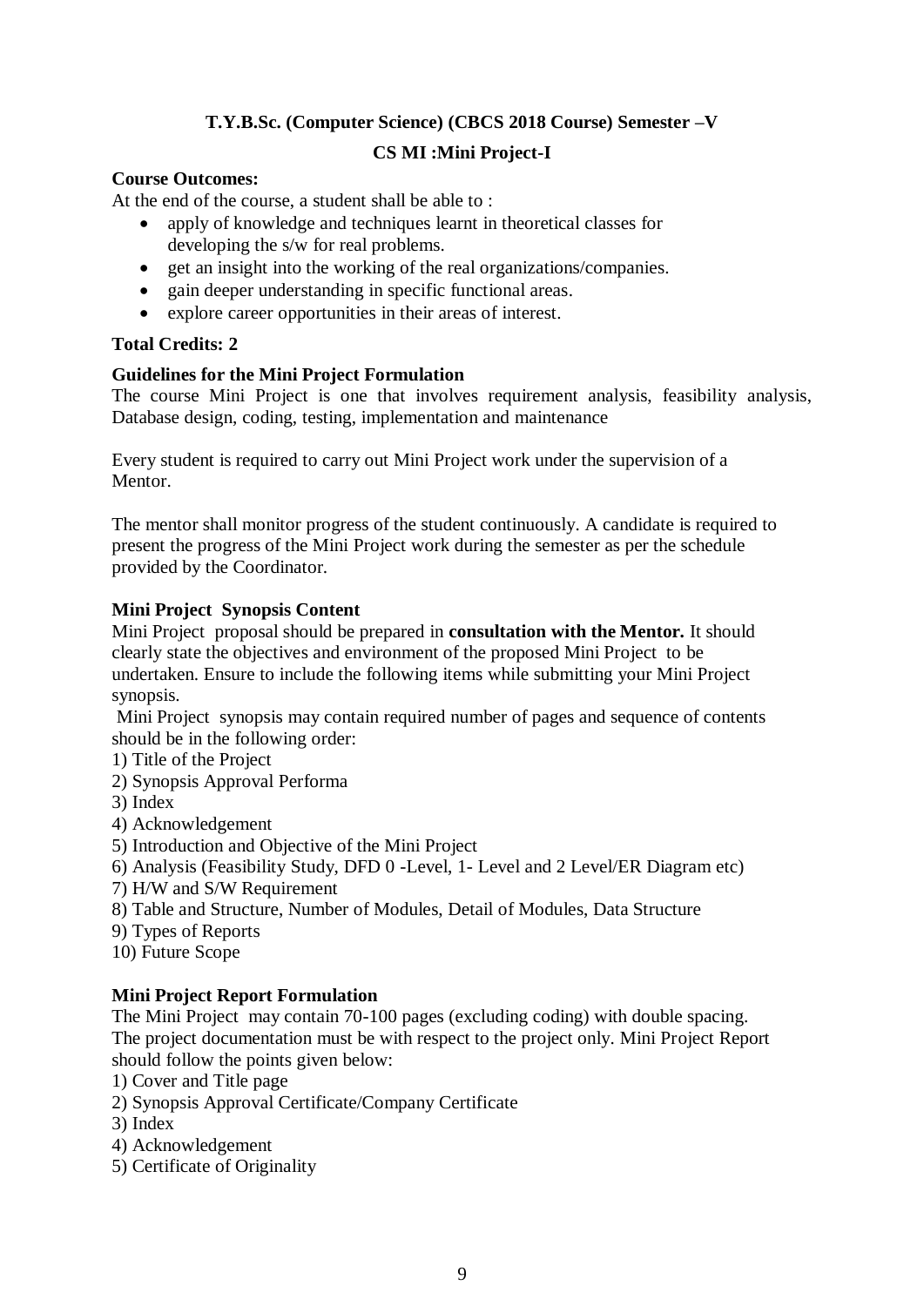**T.Y.B.Sc. (Computer Science) (CBCS 2018 Course) Semester –V**

**CS MI :Mini Project-I**

**Course Outcomes:**

At the end of the course, a student shall be able to :

- apply of knowledge and techniques learnt in theoretical classes for developing the s/w for real problems.
- get an insight into the working of the real organizations/companies.
- gain deeper understanding in specific functional areas.
- explore career opportunities in their areas of interest.

**Total Credits: 2**

**Guidelines for the Mini Project Formulation**

The course Mini Project is one that involves requirement analysis, feasibility analysis, Database design, coding, testing, implementation and maintenance

Every student is required to carry out Mini Project work under the supervision of a Mentor.

The mentor shall monitor progress of the student continuously. A candidate is required to present the progress of the Mini Project work during the semester as per the schedule provided by the Coordinator.

**Mini Project Synopsis Content**

Mini Project proposal should be prepared in **consultation with the Mentor.** It should clearly state the objectives and environment of the proposed Mini Project to be undertaken. Ensure to include the following items while submitting your Mini Project synopsis.

Mini Project synopsis may contain required number of pages and sequence of contents should be in the following order:

1) Title of the Project
2) Synopsis Approval Performa
3) Index
4) Acknowledgement
5) Introduction and Objective of the Mini Project
6) Analysis (Feasibility Study, DFD 0 -Level, 1- Level and 2 Level/ER Diagram etc)
7) H/W and S/W Requirement
8) Table and Structure, Number of Modules, Detail of Modules, Data Structure
9) Types of Reports
10) Future Scope

**Mini Project Report Formulation**

The Mini Project may contain 70-100 pages (excluding coding) with double spacing. The project documentation must be with respect to the project only. Mini Project Report should follow the points given below:

1) Cover and Title page
2) Synopsis Approval Certificate/Company Certificate
3) Index
4) Acknowledgement
5) Certificate of Originality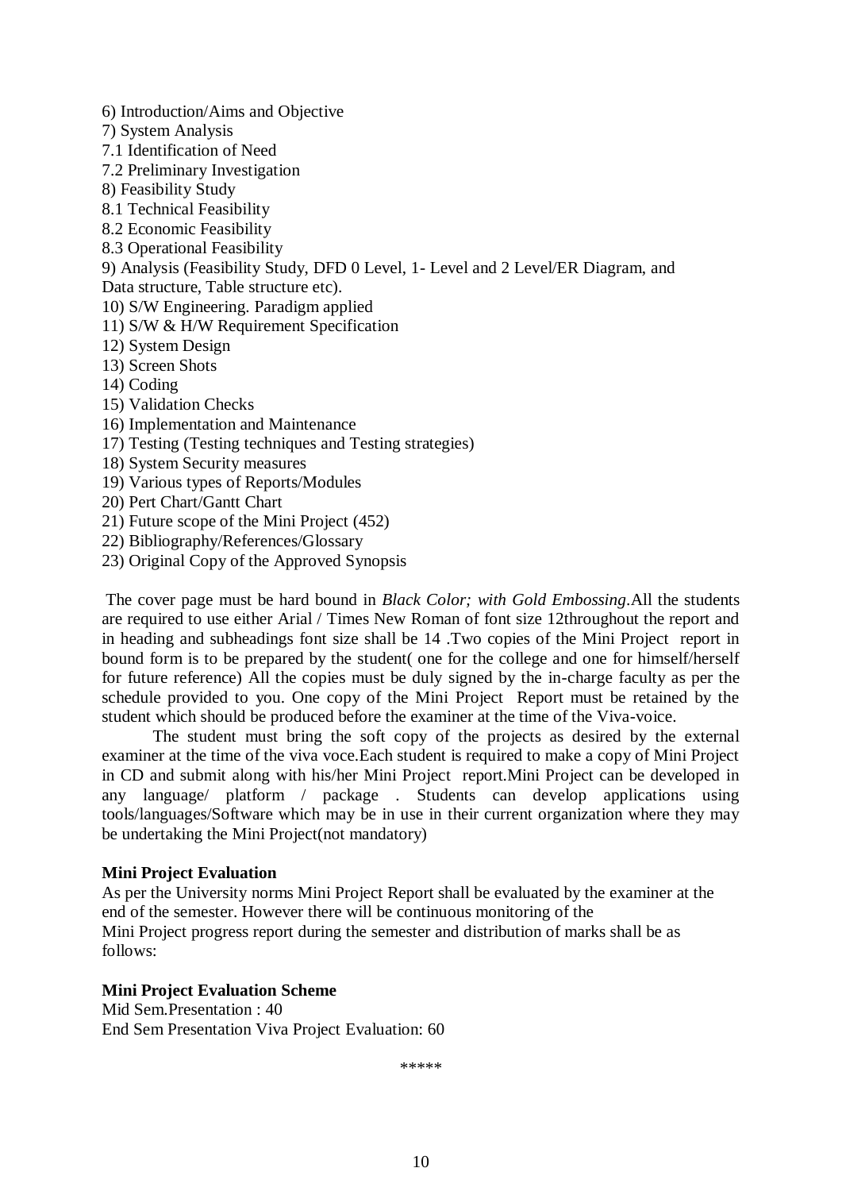6) Introduction/Aims and Objective
7) System Analysis
7.1 Identification of Need
7.2 Preliminary Investigation
8) Feasibility Study
8.1 Technical Feasibility
8.2 Economic Feasibility
8.3 Operational Feasibility
9) Analysis (Feasibility Study, DFD 0 Level, 1- Level and 2 Level/ER Diagram, and Data structure, Table structure etc).
10) S/W Engineering. Paradigm applied
11) S/W & H/W Requirement Specification
12) System Design
13) Screen Shots
14) Coding
15) Validation Checks
16) Implementation and Maintenance
17) Testing (Testing techniques and Testing strategies)
18) System Security measures
19) Various types of Reports/Modules
20) Pert Chart/Gantt Chart
21) Future scope of the Mini Project (452)
22) Bibliography/References/Glossary
23) Original Copy of the Approved Synopsis

The cover page must be hard bound in *Black Color; with Gold Embossing*.All the students are required to use either Arial / Times New Roman of font size 12throughout the report and in heading and subheadings font size shall be 14 .Two copies of the Mini Project report in bound form is to be prepared by the student( one for the college and one for himself/herself for future reference) All the copies must be duly signed by the in-charge faculty as per the schedule provided to you. One copy of the Mini Project Report must be retained by the student which should be produced before the examiner at the time of the Viva-voice.

The student must bring the soft copy of the projects as desired by the external examiner at the time of the viva voce.Each student is required to make a copy of Mini Project in CD and submit along with his/her Mini Project report.Mini Project can be developed in any language/ platform / package . Students can develop applications using tools/languages/Software which may be in use in their current organization where they may be undertaking the Mini Project(not mandatory)

**Mini Project Evaluation**

As per the University norms Mini Project Report shall be evaluated by the examiner at the end of the semester. However there will be continuous monitoring of the Mini Project progress report during the semester and distribution of marks shall be as follows:

**Mini Project Evaluation Scheme**

Mid Sem.Presentation : 40
End Sem Presentation Viva Project Evaluation: 60

\*\*\*\*\*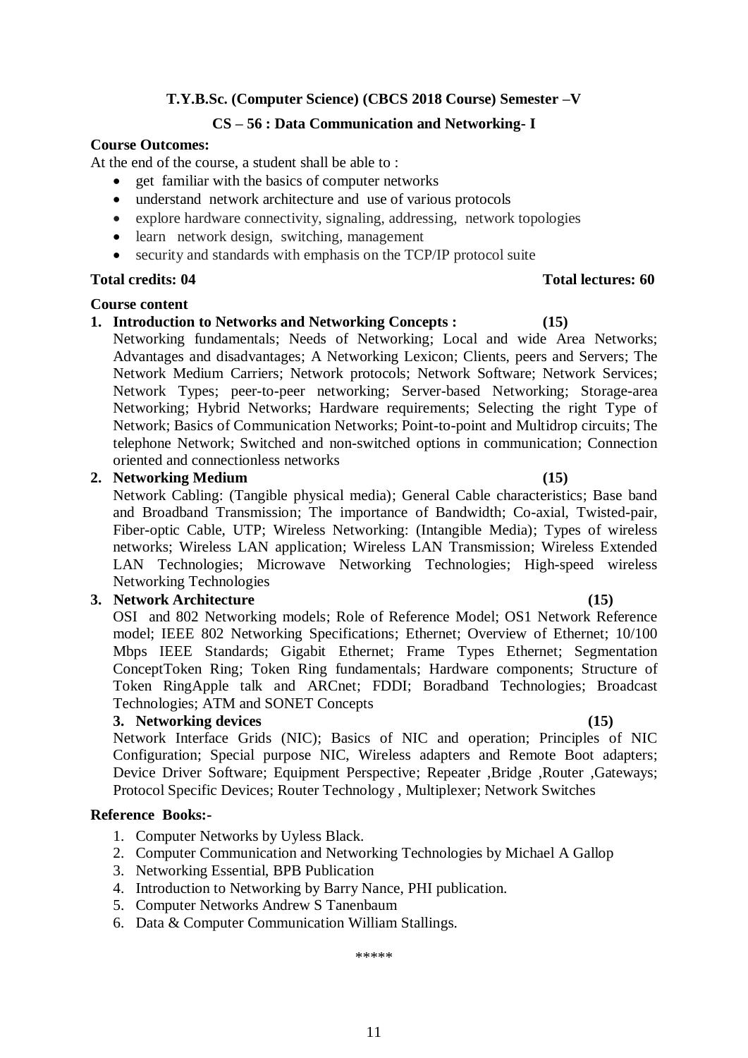**T.Y.B.Sc. (Computer Science) (CBCS 2018 Course) Semester –V**

**CS – 56 : Data Communication and Networking- I**

**Course Outcomes:**

At the end of the course, a student shall be able to :

- get familiar with the basics of computer networks
- understand network architecture and use of various protocols
- explore hardware connectivity, signaling, addressing, network topologies
- learn network design, switching, management
- security and standards with emphasis on the TCP/IP protocol suite

**Total credits: 04** **Total lectures: 60**

**Course content**

1. **Introduction to Networks and Networking Concepts : (15)**
   Networking fundamentals; Needs of Networking; Local and wide Area Networks; Advantages and disadvantages; A Networking Lexicon; Clients, peers and Servers; The Network Medium Carriers; Network protocols; Network Software; Network Services; Network Types; peer-to-peer networking; Server-based Networking; Storage-area Networking; Hybrid Networks; Hardware requirements; Selecting the right Type of Network; Basics of Communication Networks; Point-to-point and Multidrop circuits; The telephone Network; Switched and non-switched options in communication; Connection oriented and connectionless networks

2. **Networking Medium (15)**
   Network Cabling: (Tangible physical media); General Cable characteristics; Base band and Broadband Transmission; The importance of Bandwidth; Co-axial, Twisted-pair, Fiber-optic Cable, UTP; Wireless Networking: (Intangible Media); Types of wireless networks; Wireless LAN application; Wireless LAN Transmission; Wireless Extended LAN Technologies; Microwave Networking Technologies; High-speed wireless Networking Technologies

3. **Network Architecture (15)**
   OSI and 802 Networking models; Role of Reference Model; OS1 Network Reference model; IEEE 802 Networking Specifications; Ethernet; Overview of Ethernet; 10/100 Mbps IEEE Standards; Gigabit Ethernet; Frame Types Ethernet; Segmentation ConceptToken Ring; Token Ring fundamentals; Hardware components; Structure of Token RingApple talk and ARCnet; FDDI; Boradband Technologies; Broadcast Technologies; ATM and SONET Concepts

   **3. Networking devices (15)**
   Network Interface Grids (NIC); Basics of NIC and operation; Principles of NIC Configuration; Special purpose NIC, Wireless adapters and Remote Boot adapters; Device Driver Software; Equipment Perspective; Repeater ,Bridge ,Router ,Gateways; Protocol Specific Devices; Router Technology , Multiplexer; Network Switches

**Reference Books:-**

1. Computer Networks by Uyless Black.
2. Computer Communication and Networking Technologies by Michael A Gallop
3. Networking Essential, BPB Publication
4. Introduction to Networking by Barry Nance, PHI publication.
5. Computer Networks Andrew S Tanenbaum
6. Data & Computer Communication William Stallings.

*****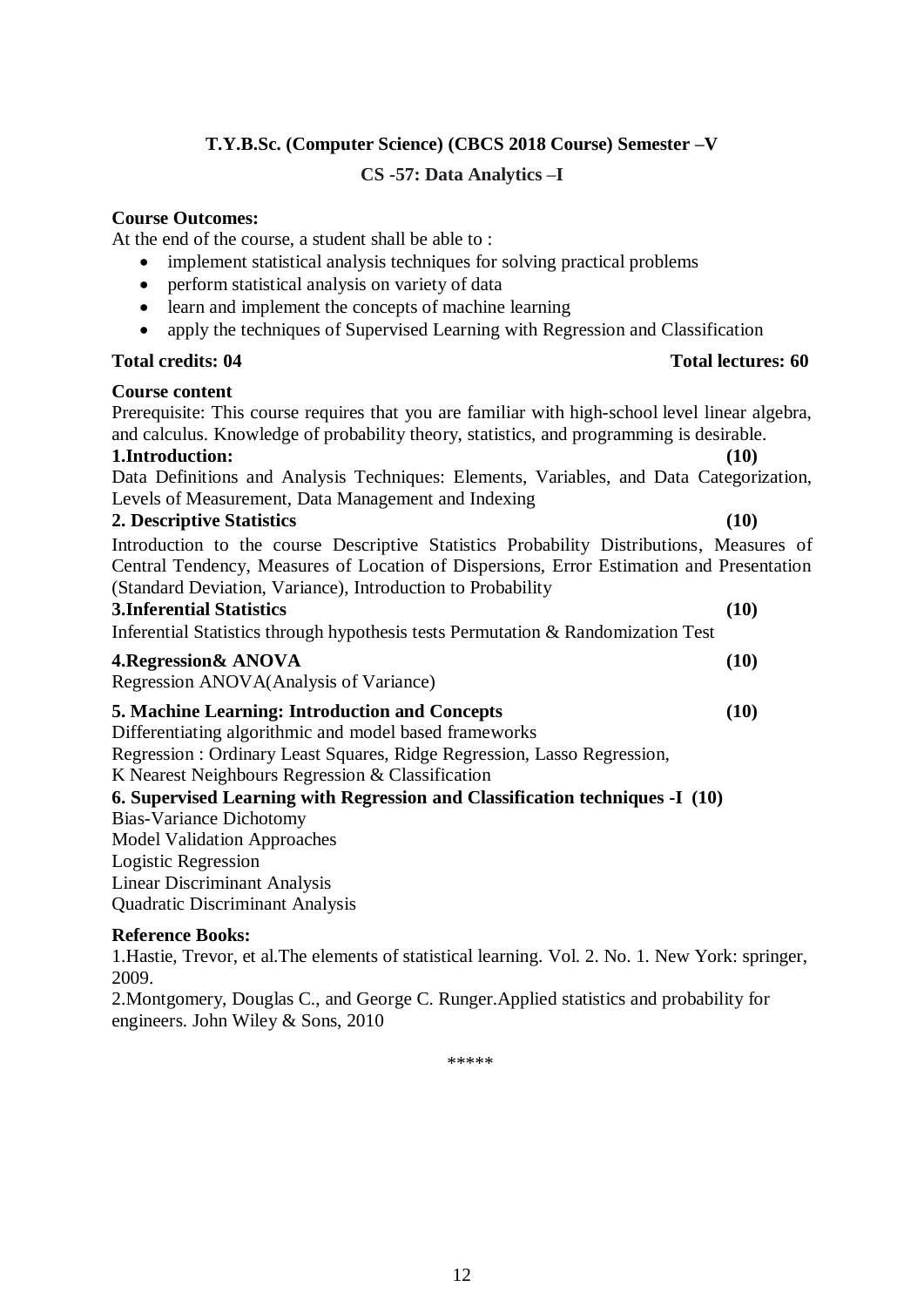## T.Y.B.Sc. (Computer Science) (CBCS 2018 Course) Semester –V

### CS -57: Data Analytics –I

**Course Outcomes:**

At the end of the course, a student shall be able to :

- implement statistical analysis techniques for solving practical problems
- perform statistical analysis on variety of data
- learn and implement the concepts of machine learning
- apply the techniques of Supervised Learning with Regression and Classification

**Total credits: 04** **Total lectures: 60**

**Course content**

Prerequisite: This course requires that you are familiar with high-school level linear algebra, and calculus. Knowledge of probability theory, statistics, and programming is desirable.

**1.Introduction: (10)**

Data Definitions and Analysis Techniques: Elements, Variables, and Data Categorization, Levels of Measurement, Data Management and Indexing

**2. Descriptive Statistics (10)**

Introduction to the course Descriptive Statistics Probability Distributions, Measures of Central Tendency, Measures of Location of Dispersions, Error Estimation and Presentation (Standard Deviation, Variance), Introduction to Probability

**3.Inferential Statistics (10)**

Inferential Statistics through hypothesis tests Permutation & Randomization Test

**4.Regression& ANOVA (10)**

Regression ANOVA(Analysis of Variance)

**5. Machine Learning: Introduction and Concepts (10)**

Differentiating algorithmic and model based frameworks

Regression : Ordinary Least Squares, Ridge Regression, Lasso Regression,

K Nearest Neighbours Regression & Classification

**6. Supervised Learning with Regression and Classification techniques -I (10)**

Bias-Variance Dichotomy

Model Validation Approaches

Logistic Regression

Linear Discriminant Analysis

Quadratic Discriminant Analysis

**Reference Books:**

1.Hastie, Trevor, et al.The elements of statistical learning. Vol. 2. No. 1. New York: springer, 2009.

2.Montgomery, Douglas C., and George C. Runger.Applied statistics and probability for engineers. John Wiley & Sons, 2010

*****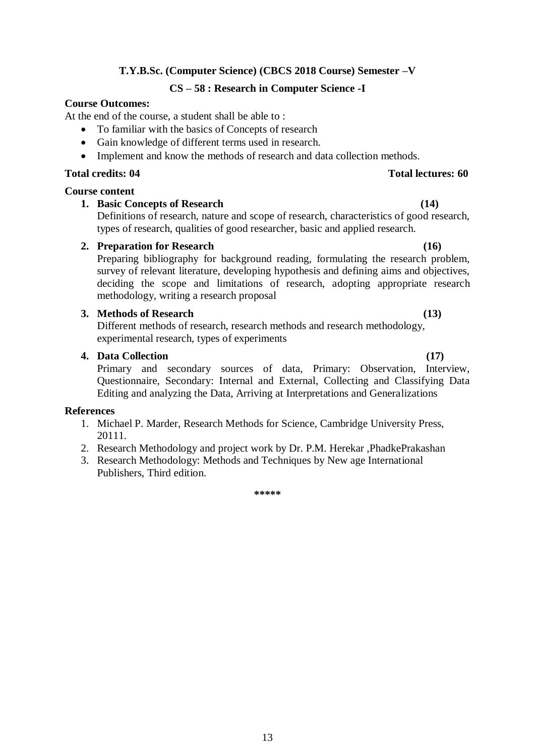**T.Y.B.Sc. (Computer Science) (CBCS 2018 Course) Semester –V**

**CS – 58 : Research in Computer Science -I**

**Course Outcomes:**

At the end of the course, a student shall be able to :

- To familiar with the basics of Concepts of research
- Gain knowledge of different terms used in research.
- Implement and know the methods of research and data collection methods.

**Total credits: 04** **Total lectures: 60**

**Course content**

1. **Basic Concepts of Research (14)**
   Definitions of research, nature and scope of research, characteristics of good research, types of research, qualities of good researcher, basic and applied research.

2. **Preparation for Research (16)**
   Preparing bibliography for background reading, formulating the research problem, survey of relevant literature, developing hypothesis and defining aims and objectives, deciding the scope and limitations of research, adopting appropriate research methodology, writing a research proposal

3. **Methods of Research (13)**
   Different methods of research, research methods and research methodology, experimental research, types of experiments

4. **Data Collection (17)**
   Primary and secondary sources of data, Primary: Observation, Interview, Questionnaire, Secondary: Internal and External, Collecting and Classifying Data Editing and analyzing the Data, Arriving at Interpretations and Generalizations

**References**

1. Michael P. Marder, Research Methods for Science, Cambridge University Press, 20111.
2. Research Methodology and project work by Dr. P.M. Herekar ,PhadkePrakashan
3. Research Methodology: Methods and Techniques by New age International Publishers, Third edition.

*****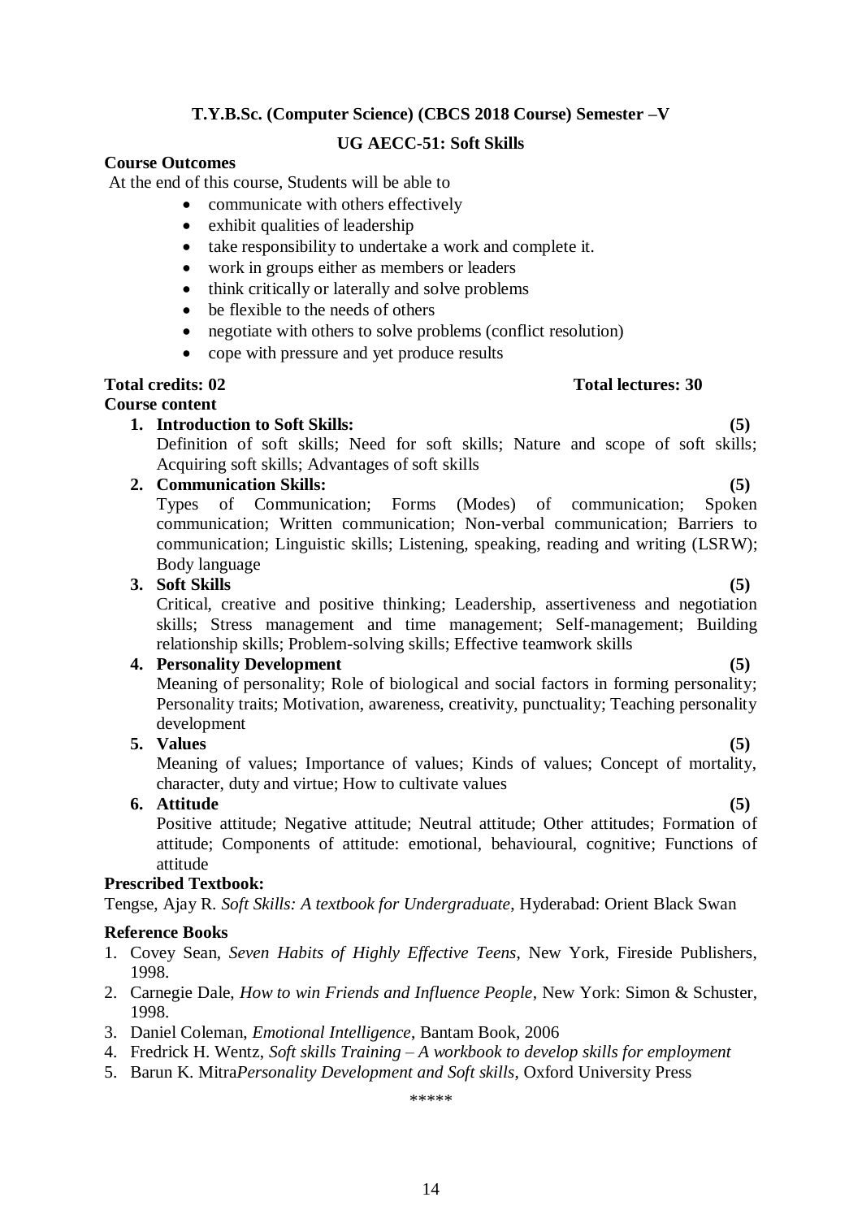**T.Y.B.Sc. (Computer Science) (CBCS 2018 Course) Semester –V**

**UG AECC-51: Soft Skills**

**Course Outcomes**

At the end of this course, Students will be able to

- communicate with others effectively
- exhibit qualities of leadership
- take responsibility to undertake a work and complete it.
- work in groups either as members or leaders
- think critically or laterally and solve problems
- be flexible to the needs of others
- negotiate with others to solve problems (conflict resolution)
- cope with pressure and yet produce results

**Total credits: 02** **Total lectures: 30**

**Course content**

1. **Introduction to Soft Skills: (5)**
   Definition of soft skills; Need for soft skills; Nature and scope of soft skills; Acquiring soft skills; Advantages of soft skills
2. **Communication Skills: (5)**
   Types of Communication; Forms (Modes) of communication; Spoken communication; Written communication; Non-verbal communication; Barriers to communication; Linguistic skills; Listening, speaking, reading and writing (LSRW); Body language
3. **Soft Skills (5)**
   Critical, creative and positive thinking; Leadership, assertiveness and negotiation skills; Stress management and time management; Self-management; Building relationship skills; Problem-solving skills; Effective teamwork skills
4. **Personality Development (5)**
   Meaning of personality; Role of biological and social factors in forming personality; Personality traits; Motivation, awareness, creativity, punctuality; Teaching personality development
5. **Values (5)**
   Meaning of values; Importance of values; Kinds of values; Concept of mortality, character, duty and virtue; How to cultivate values
6. **Attitude (5)**
   Positive attitude; Negative attitude; Neutral attitude; Other attitudes; Formation of attitude; Components of attitude: emotional, behavioural, cognitive; Functions of attitude

**Prescribed Textbook:**

Tengse, Ajay R. *Soft Skills: A textbook for Undergraduate*, Hyderabad: Orient Black Swan

**Reference Books**

1. Covey Sean, *Seven Habits of Highly Effective Teens*, New York, Fireside Publishers, 1998.
2. Carnegie Dale, *How to win Friends and Influence People*, New York: Simon & Schuster, 1998.
3. Daniel Coleman, *Emotional Intelligence*, Bantam Book, 2006
4. Fredrick H. Wentz, *Soft skills Training – A workbook to develop skills for employment*
5. Barun K. Mitra*Personality Development and Soft skills*, Oxford University Press

*****